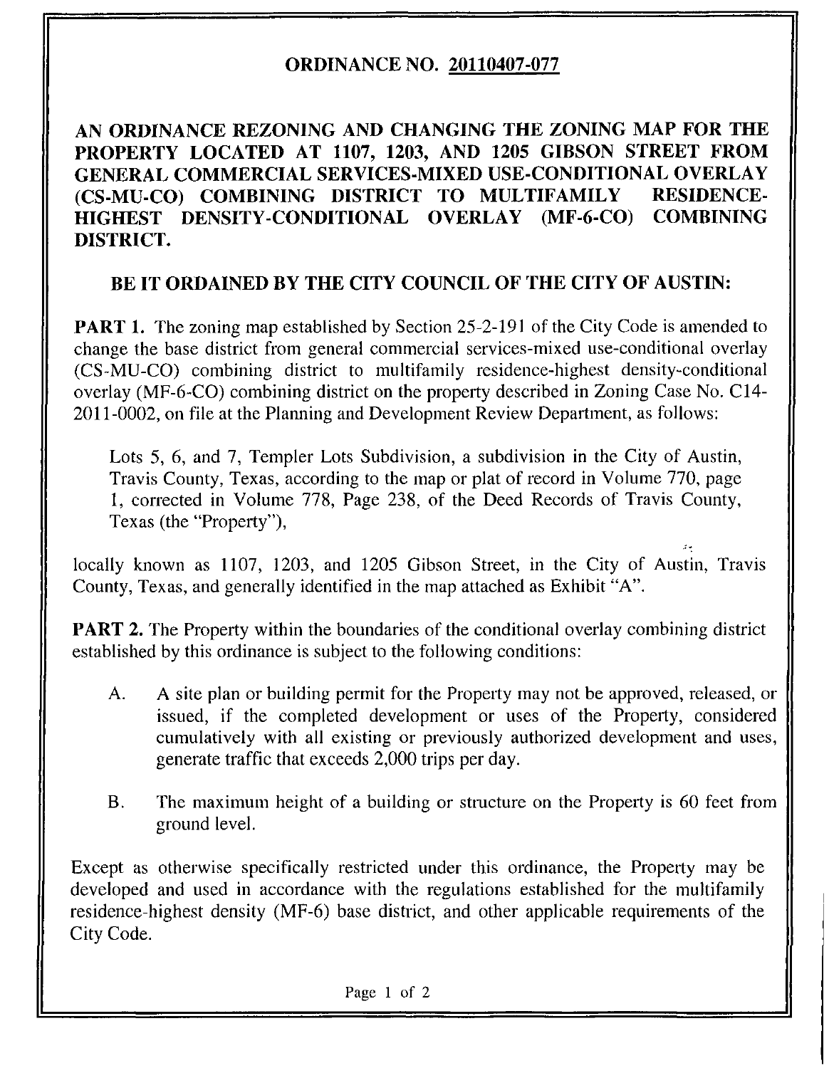# ORDINANCE NO. 20110407-077

## AN ORDINANCE REZONING AND CHANGING THE ZONING MAP FOR THE PROPERTY LOCATED AT 1107, 1203, AND 1205 GIBSON STREET FROM GENERAL COMMERCIAL SERVICES-MIXED USE-CONDITIONAL OVERLAY (CS-MU-CO) COMBINING DISTRICT TO MULTIFAMILY RESIDENCE-HIGHEST DENSITY-CONDITIONAL OVERLAY (MF-6-CO) COMBINING DISTRICT.

## BE IT ORDAINED BY THE CITY COUNCIL OF THE CITY OF AUSTIN:

**PART 1.** The zoning map established by Section 25-2-191 of the City Code is amended to change the base district from general commercial services-mixed use-conditional overlay (CS-MU-CO) combining district to multifamily residence-highest density-conditional overlay (MF-6-CO) combining district on the property described in Zoning Case No. C14-2011-0002, on file at the Planning and Development Review Department, as follows:

> Lots 5, 6, and 7, Templer Lots Subdivision, a subdivision in the City of Austin, Travis County, Texas, according to the map or plat of record in Volume 770, page 1, corrected in Volume 778, Page 238, of the Deed Records of Travis County, Texas (the "Property"),

locally known as 1107, 1203, and 1205 Gibson Street, in the City of Austin, Travis County, Texas, and generally identified in the map attached as Exhibit "A".

**PART 2.** The Property within the boundaries of the conditional overlay combining district established by this ordinance is subject to the following conditions:

A. A site plan or building permit for the Property may not be approved, released, or issued, if the completed development or uses of the Property, considered cumulatively with all existing or previously authorized development and uses, generate traffic that exceeds 2,000 trips per day.

B. The maximum height of a building or structure on the Property is 60 feet from ground level.

Except as otherwise specifically restricted under this ordinance, the Property may be developed and used in accordance with the regulations established for the multifamily residence-highest density (MF-6) base district, and other applicable requirements of the City Code.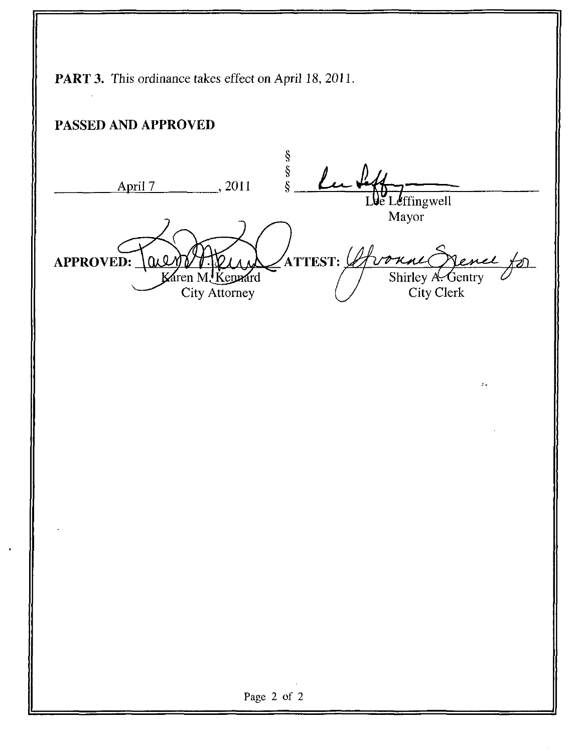**PART 3.** This ordinance takes effect on April 18, 2011.

**PASSED AND APPROVED**

April 7, 2011 § § § Lee Leffingwell
Mayor

**APPROVED:** Karen M. Kennard
City Attorney

**ATTEST:** Yvonne Spence for Shirley A. Gentry
City Clerk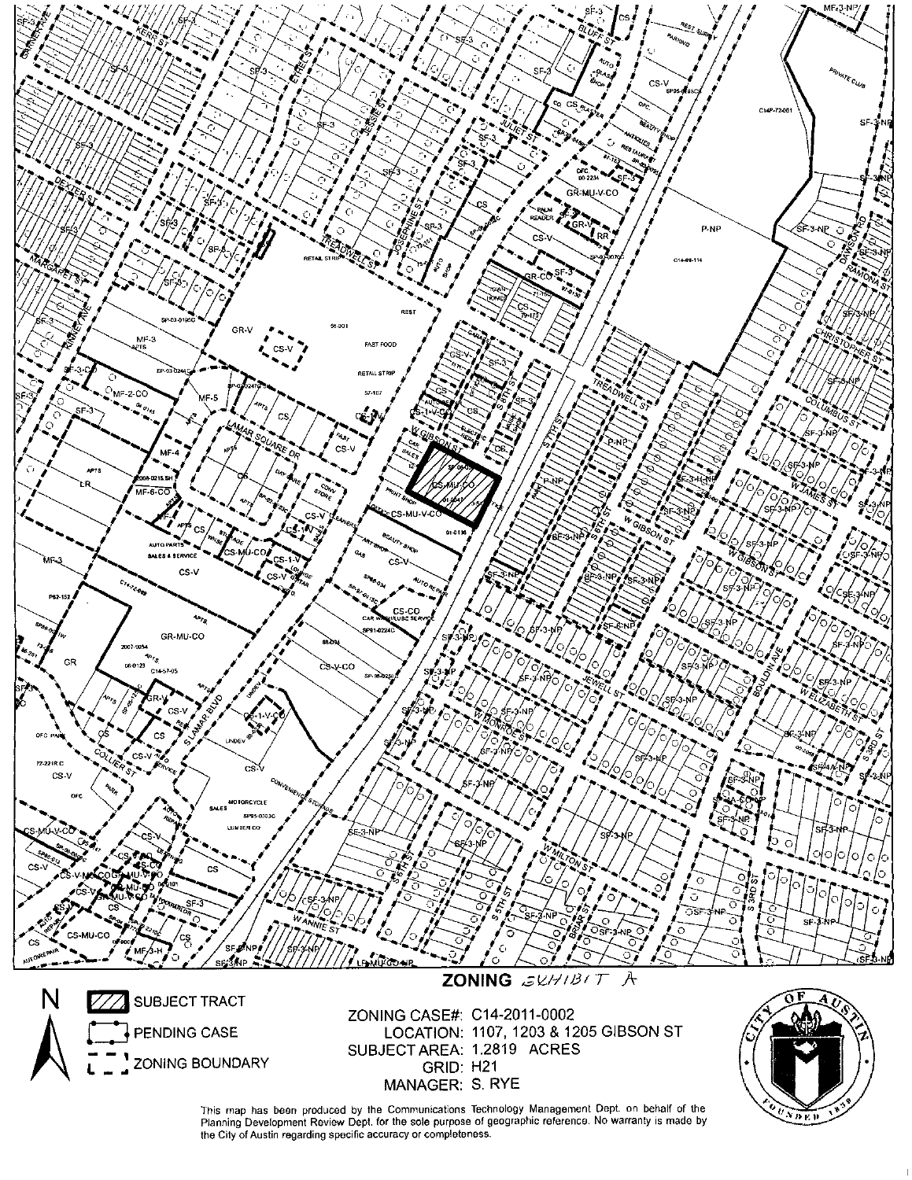## ZONING EXHIBIT A

N

SUBJECT TRACT

PENDING CASE

ZONING BOUNDARY

ZONING CASE#: C14-2011-0002
LOCATION: 1107, 1203 & 1205 GIBSON ST
SUBJECT AREA: 1.2819 ACRES
GRID: H21
MANAGER: S. RYE

CITY OF AUSTIN FOUNDED 1839

This map has been produced by the Communications Technology Management Dept. on behalf of the Planning Development Review Dept. for the sole purpose of geographic reference. No warranty is made by the City of Austin regarding specific accuracy or completeness.